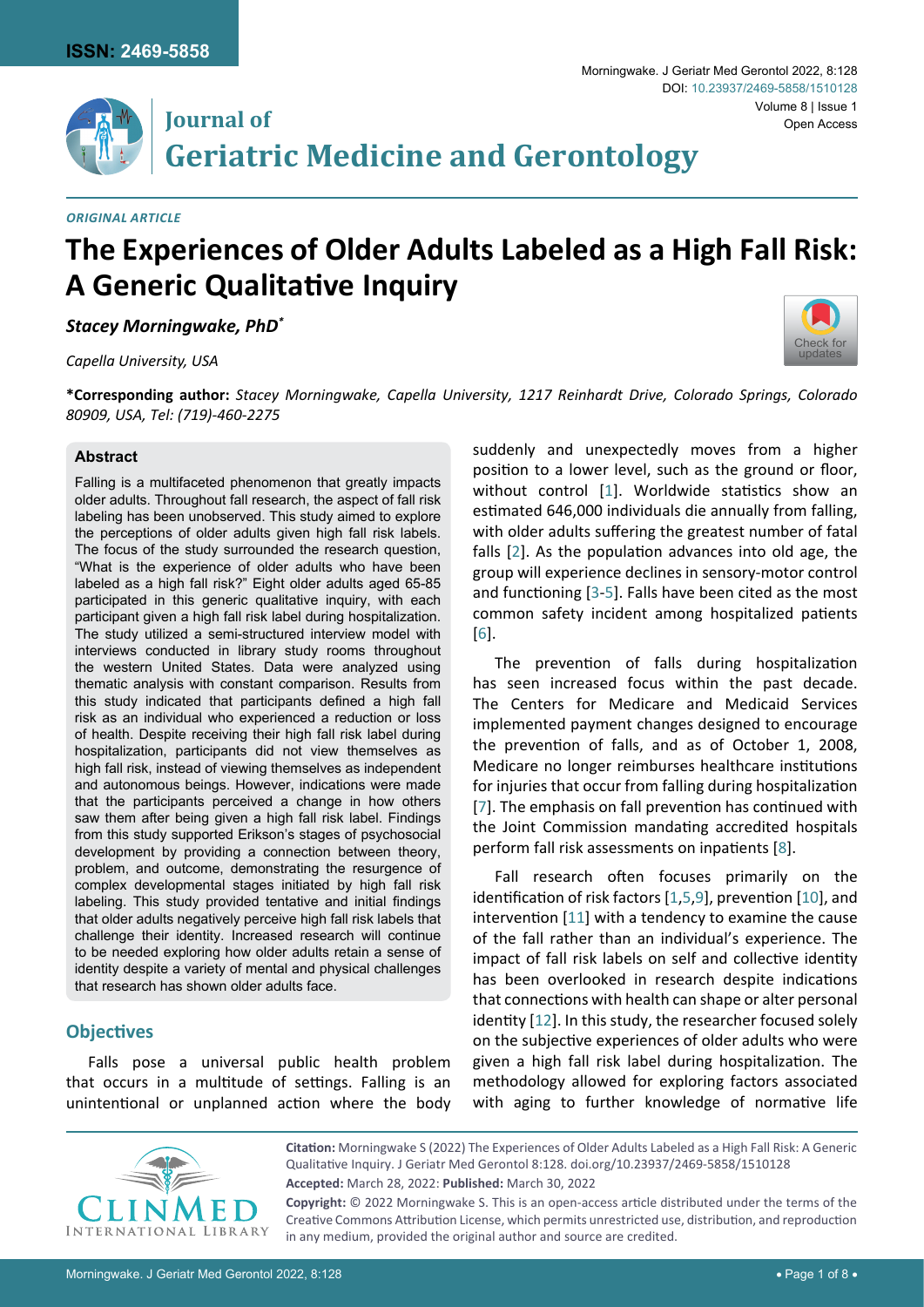ORIGINAL ARTICLE

# The Experiences of Older Adults Labeled as a High Fall Risk: A Generic Qualitative Inquiry

***Stacey Morningwake, PhD*** *

*Capella University, USA*

**\*Corresponding author:** *Stacey Morningwake, Capella University, 1217 Reinhardt Drive, Colorado Springs, Colorado 80909, USA, Tel: (719)-460-2275*

### Abstract

Falling is a multifaceted phenomenon that greatly impacts older adults. Throughout fall research, the aspect of fall risk labeling has been unobserved. This study aimed to explore the perceptions of older adults given high fall risk labels. The focus of the study surrounded the research question, "What is the experience of older adults who have been labeled as a high fall risk?" Eight older adults aged 65-85 participated in this generic qualitative inquiry, with each participant given a high fall risk label during hospitalization. The study utilized a semi-structured interview model with interviews conducted in library study rooms throughout the western United States. Data were analyzed using thematic analysis with constant comparison. Results from this study indicated that participants defined a high fall risk as an individual who experienced a reduction or loss of health. Despite receiving their high fall risk label during hospitalization, participants did not view themselves as high fall risk, instead of viewing themselves as independent and autonomous beings. However, indications were made that the participants perceived a change in how others saw them after being given a high fall risk label. Findings from this study supported Erikson's stages of psychosocial development by providing a connection between theory, problem, and outcome, demonstrating the resurgence of complex developmental stages initiated by high fall risk labeling. This study provided tentative and initial findings that older adults negatively perceive high fall risk labels that challenge their identity. Increased research will continue to be needed exploring how older adults retain a sense of identity despite a variety of mental and physical challenges that research has shown older adults face.

## Objectives

Falls pose a universal public health problem that occurs in a multitude of settings. Falling is an unintentional or unplanned action where the body suddenly and unexpectedly moves from a higher position to a lower level, such as the ground or floor, without control [1]. Worldwide statistics show an estimated 646,000 individuals die annually from falling, with older adults suffering the greatest number of fatal falls [2]. As the population advances into old age, the group will experience declines in sensory-motor control and functioning [3-5]. Falls have been cited as the most common safety incident among hospitalized patients [6].

The prevention of falls during hospitalization has seen increased focus within the past decade. The Centers for Medicare and Medicaid Services implemented payment changes designed to encourage the prevention of falls, and as of October 1, 2008, Medicare no longer reimburses healthcare institutions for injuries that occur from falling during hospitalization [7]. The emphasis on fall prevention has continued with the Joint Commission mandating accredited hospitals perform fall risk assessments on inpatients [8].

Fall research often focuses primarily on the identification of risk factors [1,5,9], prevention [10], and intervention [11] with a tendency to examine the cause of the fall rather than an individual's experience. The impact of fall risk labels on self and collective identity has been overlooked in research despite indications that connections with health can shape or alter personal identity [12]. In this study, the researcher focused solely on the subjective experiences of older adults who were given a high fall risk label during hospitalization. The methodology allowed for exploring factors associated with aging to further knowledge of normative life

**Citation:** Morningwake S (2022) The Experiences of Older Adults Labeled as a High Fall Risk: A Generic Qualitative Inquiry. J Geriatr Med Gerontol 8:128. doi.org/10.23937/2469-5858/1510128

**Accepted:** March 28, 2022: **Published:** March 30, 2022

**Copyright:** © 2022 Morningwake S. This is an open-access article distributed under the terms of the Creative Commons Attribution License, which permits unrestricted use, distribution, and reproduction in any medium, provided the original author and source are credited.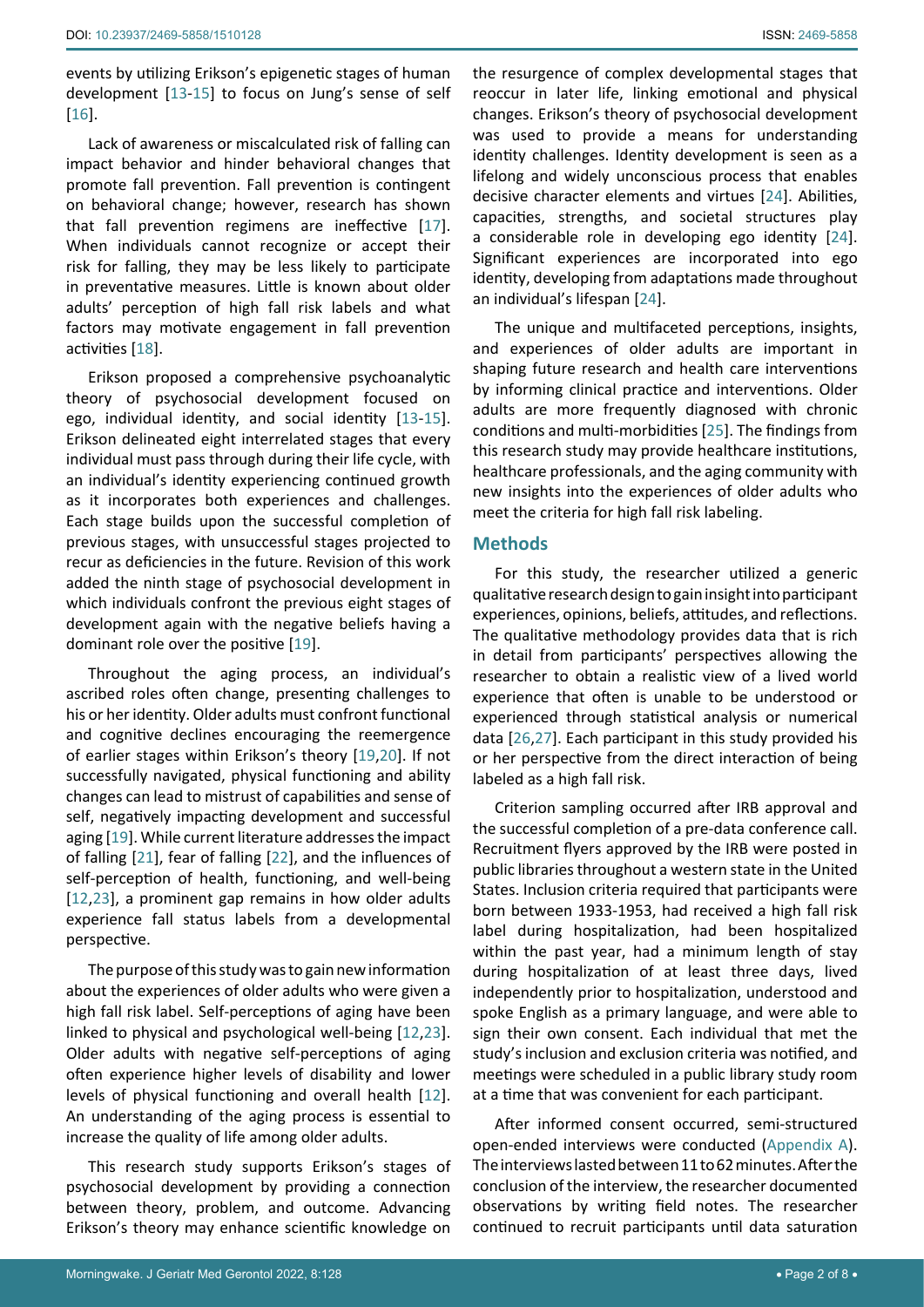events by utilizing Erikson's epigenetic stages of human development [13-15] to focus on Jung's sense of self [16].

Lack of awareness or miscalculated risk of falling can impact behavior and hinder behavioral changes that promote fall prevention. Fall prevention is contingent on behavioral change; however, research has shown that fall prevention regimens are ineffective [17]. When individuals cannot recognize or accept their risk for falling, they may be less likely to participate in preventative measures. Little is known about older adults' perception of high fall risk labels and what factors may motivate engagement in fall prevention activities [18].

Erikson proposed a comprehensive psychoanalytic theory of psychosocial development focused on ego, individual identity, and social identity [13-15]. Erikson delineated eight interrelated stages that every individual must pass through during their life cycle, with an individual's identity experiencing continued growth as it incorporates both experiences and challenges. Each stage builds upon the successful completion of previous stages, with unsuccessful stages projected to recur as deficiencies in the future. Revision of this work added the ninth stage of psychosocial development in which individuals confront the previous eight stages of development again with the negative beliefs having a dominant role over the positive [19].

Throughout the aging process, an individual's ascribed roles often change, presenting challenges to his or her identity. Older adults must confront functional and cognitive declines encouraging the reemergence of earlier stages within Erikson's theory [19,20]. If not successfully navigated, physical functioning and ability changes can lead to mistrust of capabilities and sense of self, negatively impacting development and successful aging [19]. While current literature addresses the impact of falling [21], fear of falling [22], and the influences of self-perception of health, functioning, and well-being [12,23], a prominent gap remains in how older adults experience fall status labels from a developmental perspective.

The purpose of this study was to gain new information about the experiences of older adults who were given a high fall risk label. Self-perceptions of aging have been linked to physical and psychological well-being [12,23]. Older adults with negative self-perceptions of aging often experience higher levels of disability and lower levels of physical functioning and overall health [12]. An understanding of the aging process is essential to increase the quality of life among older adults.

This research study supports Erikson's stages of psychosocial development by providing a connection between theory, problem, and outcome. Advancing Erikson's theory may enhance scientific knowledge on the resurgence of complex developmental stages that reoccur in later life, linking emotional and physical changes. Erikson's theory of psychosocial development was used to provide a means for understanding identity challenges. Identity development is seen as a lifelong and widely unconscious process that enables decisive character elements and virtues [24]. Abilities, capacities, strengths, and societal structures play a considerable role in developing ego identity [24]. Significant experiences are incorporated into ego identity, developing from adaptations made throughout an individual's lifespan [24].

The unique and multifaceted perceptions, insights, and experiences of older adults are important in shaping future research and health care interventions by informing clinical practice and interventions. Older adults are more frequently diagnosed with chronic conditions and multi-morbidities [25]. The findings from this research study may provide healthcare institutions, healthcare professionals, and the aging community with new insights into the experiences of older adults who meet the criteria for high fall risk labeling.

## Methods

For this study, the researcher utilized a generic qualitative research design to gain insight into participant experiences, opinions, beliefs, attitudes, and reflections. The qualitative methodology provides data that is rich in detail from participants' perspectives allowing the researcher to obtain a realistic view of a lived world experience that often is unable to be understood or experienced through statistical analysis or numerical data [26,27]. Each participant in this study provided his or her perspective from the direct interaction of being labeled as a high fall risk.

Criterion sampling occurred after IRB approval and the successful completion of a pre-data conference call. Recruitment flyers approved by the IRB were posted in public libraries throughout a western state in the United States. Inclusion criteria required that participants were born between 1933-1953, had received a high fall risk label during hospitalization, had been hospitalized within the past year, had a minimum length of stay during hospitalization of at least three days, lived independently prior to hospitalization, understood and spoke English as a primary language, and were able to sign their own consent. Each individual that met the study's inclusion and exclusion criteria was notified, and meetings were scheduled in a public library study room at a time that was convenient for each participant.

After informed consent occurred, semi-structured open-ended interviews were conducted (Appendix A). The interviews lasted between 11 to 62 minutes. After the conclusion of the interview, the researcher documented observations by writing field notes. The researcher continued to recruit participants until data saturation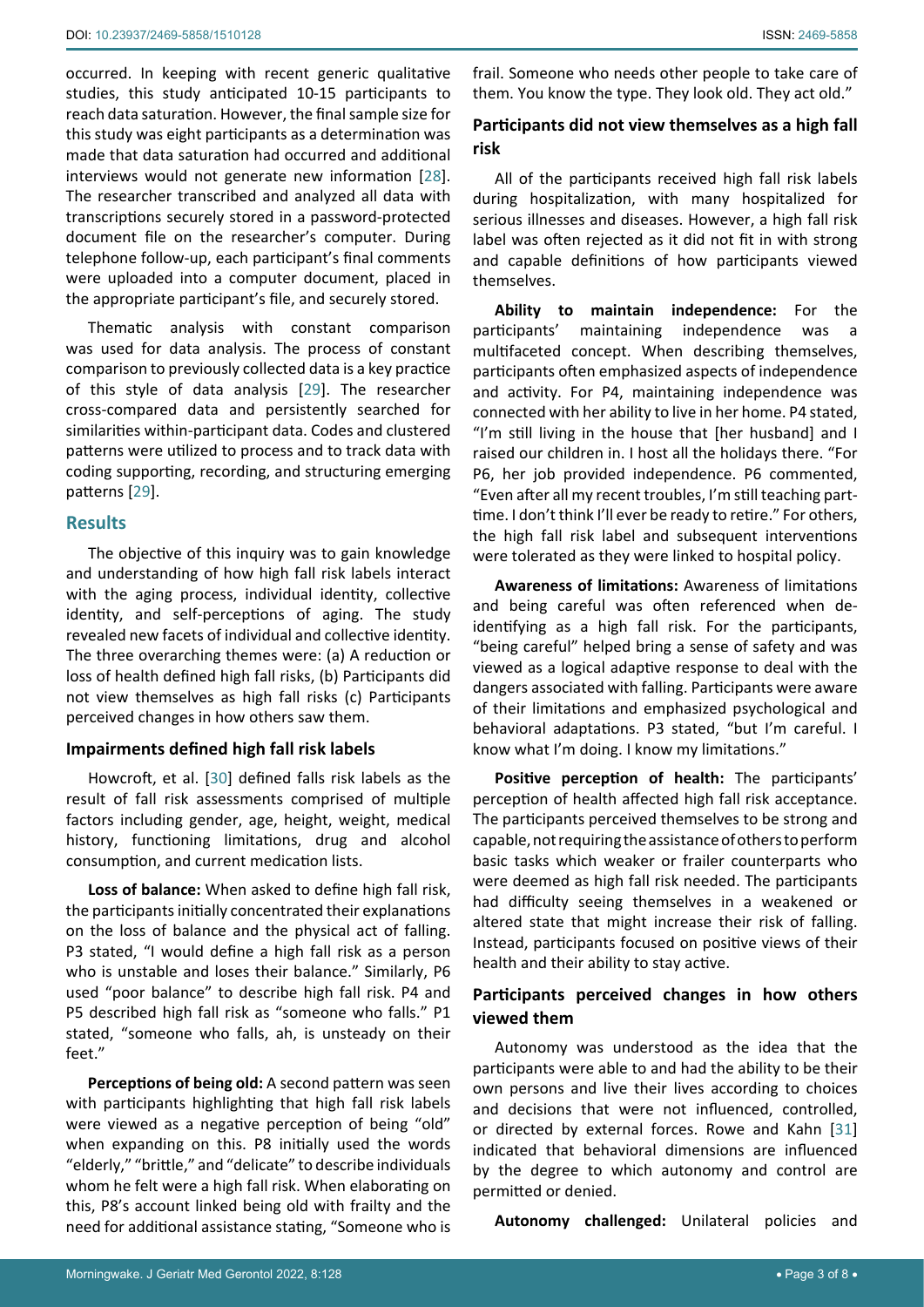occurred. In keeping with recent generic qualitative studies, this study anticipated 10-15 participants to reach data saturation. However, the final sample size for this study was eight participants as a determination was made that data saturation had occurred and additional interviews would not generate new information [28]. The researcher transcribed and analyzed all data with transcriptions securely stored in a password-protected document file on the researcher's computer. During telephone follow-up, each participant's final comments were uploaded into a computer document, placed in the appropriate participant's file, and securely stored.

Thematic analysis with constant comparison was used for data analysis. The process of constant comparison to previously collected data is a key practice of this style of data analysis [29]. The researcher cross-compared data and persistently searched for similarities within-participant data. Codes and clustered patterns were utilized to process and to track data with coding supporting, recording, and structuring emerging patterns [29].

## Results

The objective of this inquiry was to gain knowledge and understanding of how high fall risk labels interact with the aging process, individual identity, collective identity, and self-perceptions of aging. The study revealed new facets of individual and collective identity. The three overarching themes were: (a) A reduction or loss of health defined high fall risks, (b) Participants did not view themselves as high fall risks (c) Participants perceived changes in how others saw them.

### Impairments defined high fall risk labels

Howcroft, et al. [30] defined falls risk labels as the result of fall risk assessments comprised of multiple factors including gender, age, height, weight, medical history, functioning limitations, drug and alcohol consumption, and current medication lists.

**Loss of balance:** When asked to define high fall risk, the participants initially concentrated their explanations on the loss of balance and the physical act of falling. P3 stated, "I would define a high fall risk as a person who is unstable and loses their balance." Similarly, P6 used "poor balance" to describe high fall risk. P4 and P5 described high fall risk as "someone who falls." P1 stated, "someone who falls, ah, is unsteady on their feet."

**Perceptions of being old:** A second pattern was seen with participants highlighting that high fall risk labels were viewed as a negative perception of being "old" when expanding on this. P8 initially used the words "elderly," "brittle," and "delicate" to describe individuals whom he felt were a high fall risk. When elaborating on this, P8's account linked being old with frailty and the need for additional assistance stating, "Someone who is frail. Someone who needs other people to take care of them. You know the type. They look old. They act old."

### Participants did not view themselves as a high fall risk

All of the participants received high fall risk labels during hospitalization, with many hospitalized for serious illnesses and diseases. However, a high fall risk label was often rejected as it did not fit in with strong and capable definitions of how participants viewed themselves.

**Ability to maintain independence:** For the participants' maintaining independence was a multifaceted concept. When describing themselves, participants often emphasized aspects of independence and activity. For P4, maintaining independence was connected with her ability to live in her home. P4 stated, "I'm still living in the house that [her husband] and I raised our children in. I host all the holidays there. "For P6, her job provided independence. P6 commented, "Even after all my recent troubles, I'm still teaching part-time. I don't think I'll ever be ready to retire." For others, the high fall risk label and subsequent interventions were tolerated as they were linked to hospital policy.

**Awareness of limitations:** Awareness of limitations and being careful was often referenced when de-identifying as a high fall risk. For the participants, "being careful" helped bring a sense of safety and was viewed as a logical adaptive response to deal with the dangers associated with falling. Participants were aware of their limitations and emphasized psychological and behavioral adaptations. P3 stated, "but I'm careful. I know what I'm doing. I know my limitations."

**Positive perception of health:** The participants' perception of health affected high fall risk acceptance. The participants perceived themselves to be strong and capable, not requiring the assistance of others to perform basic tasks which weaker or frailer counterparts who were deemed as high fall risk needed. The participants had difficulty seeing themselves in a weakened or altered state that might increase their risk of falling. Instead, participants focused on positive views of their health and their ability to stay active.

### Participants perceived changes in how others viewed them

Autonomy was understood as the idea that the participants were able to and had the ability to be their own persons and live their lives according to choices and decisions that were not influenced, controlled, or directed by external forces. Rowe and Kahn [31] indicated that behavioral dimensions are influenced by the degree to which autonomy and control are permitted or denied.

**Autonomy challenged:** Unilateral policies and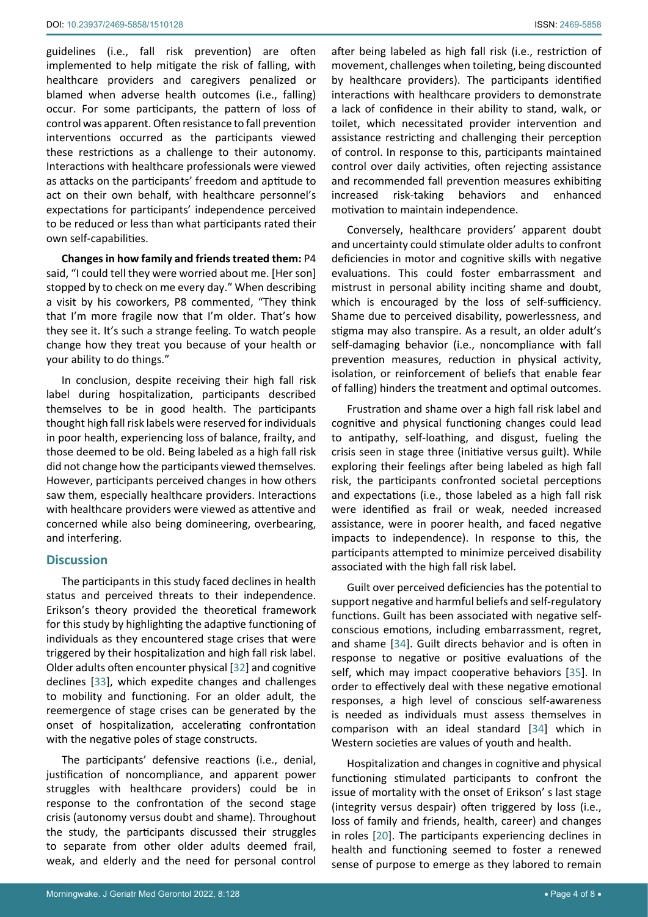guidelines (i.e., fall risk prevention) are often implemented to help mitigate the risk of falling, with healthcare providers and caregivers penalized or blamed when adverse health outcomes (i.e., falling) occur. For some participants, the pattern of loss of control was apparent. Often resistance to fall prevention interventions occurred as the participants viewed these restrictions as a challenge to their autonomy. Interactions with healthcare professionals were viewed as attacks on the participants' freedom and aptitude to act on their own behalf, with healthcare personnel's expectations for participants' independence perceived to be reduced or less than what participants rated their own self-capabilities.

**Changes in how family and friends treated them:** P4 said, "I could tell they were worried about me. [Her son] stopped by to check on me every day." When describing a visit by his coworkers, P8 commented, "They think that I'm more fragile now that I'm older. That's how they see it. It's such a strange feeling. To watch people change how they treat you because of your health or your ability to do things."

In conclusion, despite receiving their high fall risk label during hospitalization, participants described themselves to be in good health. The participants thought high fall risk labels were reserved for individuals in poor health, experiencing loss of balance, frailty, and those deemed to be old. Being labeled as a high fall risk did not change how the participants viewed themselves. However, participants perceived changes in how others saw them, especially healthcare providers. Interactions with healthcare providers were viewed as attentive and concerned while also being domineering, overbearing, and interfering.

## Discussion

The participants in this study faced declines in health status and perceived threats to their independence. Erikson's theory provided the theoretical framework for this study by highlighting the adaptive functioning of individuals as they encountered stage crises that were triggered by their hospitalization and high fall risk label. Older adults often encounter physical [32] and cognitive declines [33], which expedite changes and challenges to mobility and functioning. For an older adult, the reemergence of stage crises can be generated by the onset of hospitalization, accelerating confrontation with the negative poles of stage constructs.

The participants' defensive reactions (i.e., denial, justification of noncompliance, and apparent power struggles with healthcare providers) could be in response to the confrontation of the second stage crisis (autonomy versus doubt and shame). Throughout the study, the participants discussed their struggles to separate from other older adults deemed frail, weak, and elderly and the need for personal control after being labeled as high fall risk (i.e., restriction of movement, challenges when toileting, being discounted by healthcare providers). The participants identified interactions with healthcare providers to demonstrate a lack of confidence in their ability to stand, walk, or toilet, which necessitated provider intervention and assistance restricting and challenging their perception of control. In response to this, participants maintained control over daily activities, often rejecting assistance and recommended fall prevention measures exhibiting increased risk-taking behaviors and enhanced motivation to maintain independence.

Conversely, healthcare providers' apparent doubt and uncertainty could stimulate older adults to confront deficiencies in motor and cognitive skills with negative evaluations. This could foster embarrassment and mistrust in personal ability inciting shame and doubt, which is encouraged by the loss of self-sufficiency. Shame due to perceived disability, powerlessness, and stigma may also transpire. As a result, an older adult's self-damaging behavior (i.e., noncompliance with fall prevention measures, reduction in physical activity, isolation, or reinforcement of beliefs that enable fear of falling) hinders the treatment and optimal outcomes.

Frustration and shame over a high fall risk label and cognitive and physical functioning changes could lead to antipathy, self-loathing, and disgust, fueling the crisis seen in stage three (initiative versus guilt). While exploring their feelings after being labeled as high fall risk, the participants confronted societal perceptions and expectations (i.e., those labeled as a high fall risk were identified as frail or weak, needed increased assistance, were in poorer health, and faced negative impacts to independence). In response to this, the participants attempted to minimize perceived disability associated with the high fall risk label.

Guilt over perceived deficiencies has the potential to support negative and harmful beliefs and self-regulatory functions. Guilt has been associated with negative self-conscious emotions, including embarrassment, regret, and shame [34]. Guilt directs behavior and is often in response to negative or positive evaluations of the self, which may impact cooperative behaviors [35]. In order to effectively deal with these negative emotional responses, a high level of conscious self-awareness is needed as individuals must assess themselves in comparison with an ideal standard [34] which in Western societies are values of youth and health.

Hospitalization and changes in cognitive and physical functioning stimulated participants to confront the issue of mortality with the onset of Erikson' s last stage (integrity versus despair) often triggered by loss (i.e., loss of family and friends, health, career) and changes in roles [20]. The participants experiencing declines in health and functioning seemed to foster a renewed sense of purpose to emerge as they labored to remain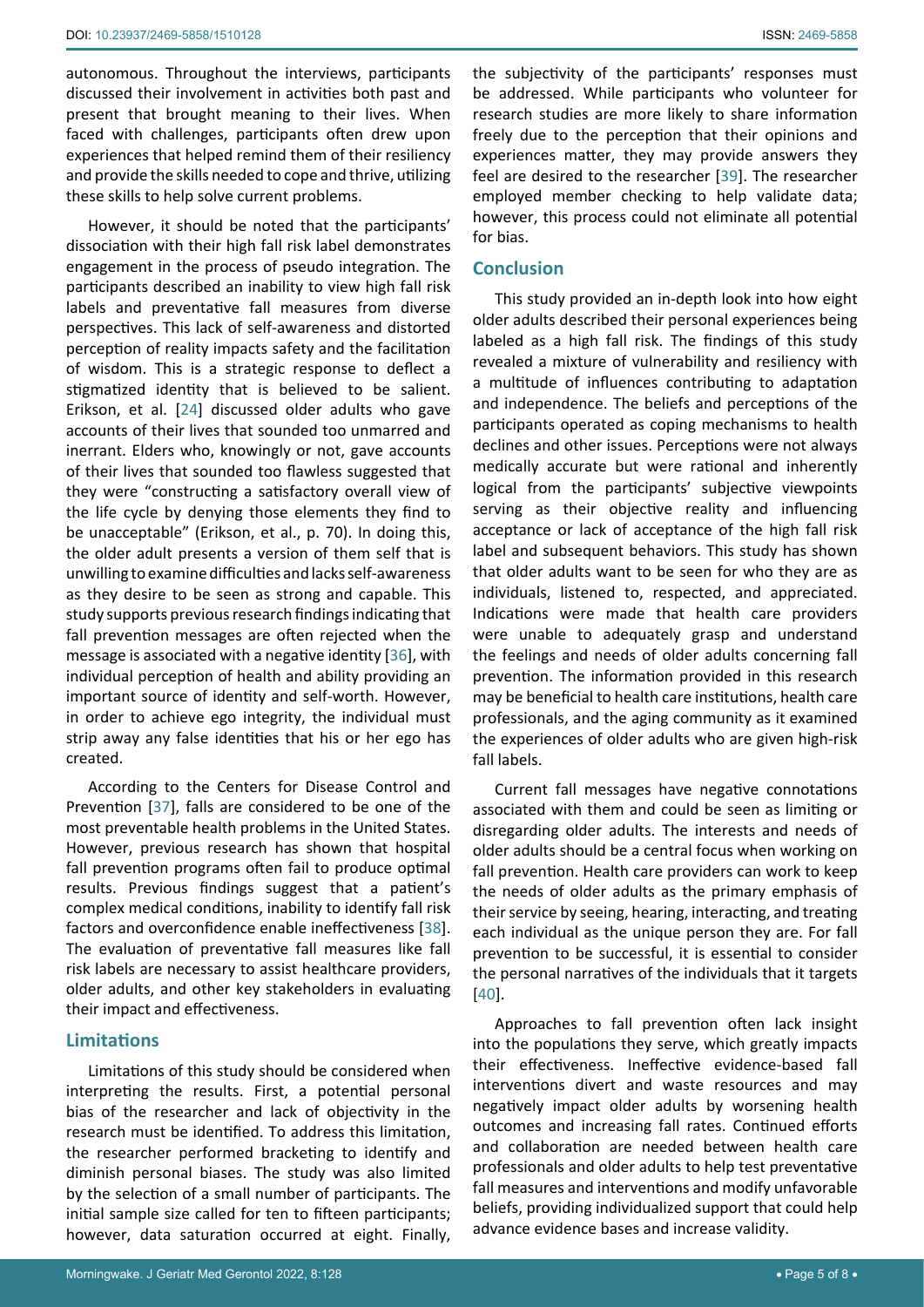autonomous. Throughout the interviews, participants discussed their involvement in activities both past and present that brought meaning to their lives. When faced with challenges, participants often drew upon experiences that helped remind them of their resiliency and provide the skills needed to cope and thrive, utilizing these skills to help solve current problems.

However, it should be noted that the participants' dissociation with their high fall risk label demonstrates engagement in the process of pseudo integration. The participants described an inability to view high fall risk labels and preventative fall measures from diverse perspectives. This lack of self-awareness and distorted perception of reality impacts safety and the facilitation of wisdom. This is a strategic response to deflect a stigmatized identity that is believed to be salient. Erikson, et al. [24] discussed older adults who gave accounts of their lives that sounded too unmarred and inerrant. Elders who, knowingly or not, gave accounts of their lives that sounded too flawless suggested that they were "constructing a satisfactory overall view of the life cycle by denying those elements they find to be unacceptable" (Erikson, et al., p. 70). In doing this, the older adult presents a version of them self that is unwilling to examine difficulties and lacks self-awareness as they desire to be seen as strong and capable. This study supports previous research findings indicating that fall prevention messages are often rejected when the message is associated with a negative identity [36], with individual perception of health and ability providing an important source of identity and self-worth. However, in order to achieve ego integrity, the individual must strip away any false identities that his or her ego has created.

According to the Centers for Disease Control and Prevention [37], falls are considered to be one of the most preventable health problems in the United States. However, previous research has shown that hospital fall prevention programs often fail to produce optimal results. Previous findings suggest that a patient's complex medical conditions, inability to identify fall risk factors and overconfidence enable ineffectiveness [38]. The evaluation of preventative fall measures like fall risk labels are necessary to assist healthcare providers, older adults, and other key stakeholders in evaluating their impact and effectiveness.

## Limitations

Limitations of this study should be considered when interpreting the results. First, a potential personal bias of the researcher and lack of objectivity in the research must be identified. To address this limitation, the researcher performed bracketing to identify and diminish personal biases. The study was also limited by the selection of a small number of participants. The initial sample size called for ten to fifteen participants; however, data saturation occurred at eight. Finally, the subjectivity of the participants' responses must be addressed. While participants who volunteer for research studies are more likely to share information freely due to the perception that their opinions and experiences matter, they may provide answers they feel are desired to the researcher [39]. The researcher employed member checking to help validate data; however, this process could not eliminate all potential for bias.

## Conclusion

This study provided an in-depth look into how eight older adults described their personal experiences being labeled as a high fall risk. The findings of this study revealed a mixture of vulnerability and resiliency with a multitude of influences contributing to adaptation and independence. The beliefs and perceptions of the participants operated as coping mechanisms to health declines and other issues. Perceptions were not always medically accurate but were rational and inherently logical from the participants' subjective viewpoints serving as their objective reality and influencing acceptance or lack of acceptance of the high fall risk label and subsequent behaviors. This study has shown that older adults want to be seen for who they are as individuals, listened to, respected, and appreciated. Indications were made that health care providers were unable to adequately grasp and understand the feelings and needs of older adults concerning fall prevention. The information provided in this research may be beneficial to health care institutions, health care professionals, and the aging community as it examined the experiences of older adults who are given high-risk fall labels.

Current fall messages have negative connotations associated with them and could be seen as limiting or disregarding older adults. The interests and needs of older adults should be a central focus when working on fall prevention. Health care providers can work to keep the needs of older adults as the primary emphasis of their service by seeing, hearing, interacting, and treating each individual as the unique person they are. For fall prevention to be successful, it is essential to consider the personal narratives of the individuals that it targets [40].

Approaches to fall prevention often lack insight into the populations they serve, which greatly impacts their effectiveness. Ineffective evidence-based fall interventions divert and waste resources and may negatively impact older adults by worsening health outcomes and increasing fall rates. Continued efforts and collaboration are needed between health care professionals and older adults to help test preventative fall measures and interventions and modify unfavorable beliefs, providing individualized support that could help advance evidence bases and increase validity.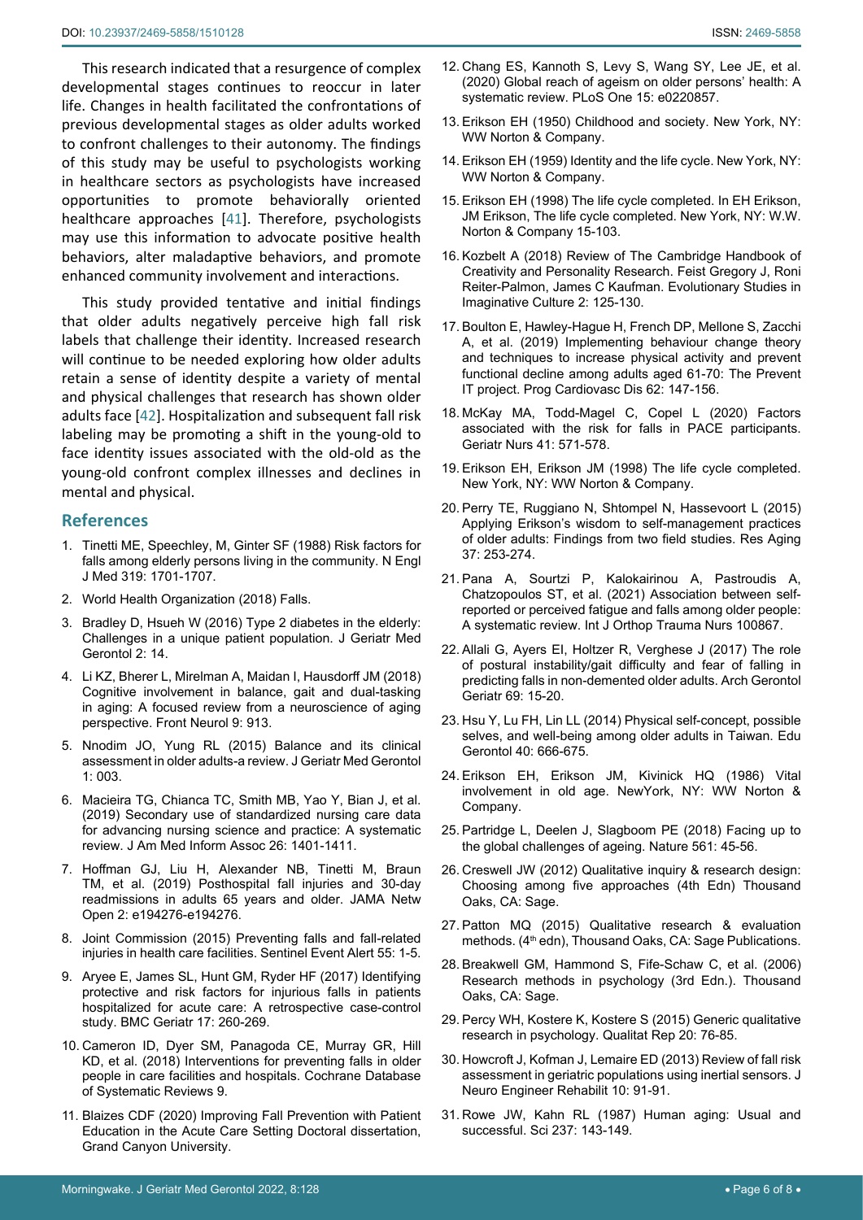This research indicated that a resurgence of complex developmental stages continues to reoccur in later life. Changes in health facilitated the confrontations of previous developmental stages as older adults worked to confront challenges to their autonomy. The findings of this study may be useful to psychologists working in healthcare sectors as psychologists have increased opportunities to promote behaviorally oriented healthcare approaches [41]. Therefore, psychologists may use this information to advocate positive health behaviors, alter maladaptive behaviors, and promote enhanced community involvement and interactions.

This study provided tentative and initial findings that older adults negatively perceive high fall risk labels that challenge their identity. Increased research will continue to be needed exploring how older adults retain a sense of identity despite a variety of mental and physical challenges that research has shown older adults face [42]. Hospitalization and subsequent fall risk labeling may be promoting a shift in the young-old to face identity issues associated with the old-old as the young-old confront complex illnesses and declines in mental and physical.

## References

1. Tinetti ME, Speechley, M, Ginter SF (1988) Risk factors for falls among elderly persons living in the community. N Engl J Med 319: 1701-1707.
2. World Health Organization (2018) Falls.
3. Bradley D, Hsueh W (2016) Type 2 diabetes in the elderly: Challenges in a unique patient population. J Geriatr Med Gerontol 2: 14.
4. Li KZ, Bherer L, Mirelman A, Maidan I, Hausdorff JM (2018) Cognitive involvement in balance, gait and dual-tasking in aging: A focused review from a neuroscience of aging perspective. Front Neurol 9: 913.
5. Nnodim JO, Yung RL (2015) Balance and its clinical assessment in older adults-a review. J Geriatr Med Gerontol 1: 003.
6. Macieira TG, Chianca TC, Smith MB, Yao Y, Bian J, et al. (2019) Secondary use of standardized nursing care data for advancing nursing science and practice: A systematic review. J Am Med Inform Assoc 26: 1401-1411.
7. Hoffman GJ, Liu H, Alexander NB, Tinetti M, Braun TM, et al. (2019) Posthospital fall injuries and 30-day readmissions in adults 65 years and older. JAMA Netw Open 2: e194276-e194276.
8. Joint Commission (2015) Preventing falls and fall-related injuries in health care facilities. Sentinel Event Alert 55: 1-5.
9. Aryee E, James SL, Hunt GM, Ryder HF (2017) Identifying protective and risk factors for injurious falls in patients hospitalized for acute care: A retrospective case-control study. BMC Geriatr 17: 260-269.
10. Cameron ID, Dyer SM, Panagoda CE, Murray GR, Hill KD, et al. (2018) Interventions for preventing falls in older people in care facilities and hospitals. Cochrane Database of Systematic Reviews 9.
11. Blaizes CDF (2020) Improving Fall Prevention with Patient Education in the Acute Care Setting Doctoral dissertation, Grand Canyon University.
12. Chang ES, Kannoth S, Levy S, Wang SY, Lee JE, et al. (2020) Global reach of ageism on older persons' health: A systematic review. PLoS One 15: e0220857.
13. Erikson EH (1950) Childhood and society. New York, NY: WW Norton & Company.
14. Erikson EH (1959) Identity and the life cycle. New York, NY: WW Norton & Company.
15. Erikson EH (1998) The life cycle completed. In EH Erikson, JM Erikson, The life cycle completed. New York, NY: W.W. Norton & Company 15-103.
16. Kozbelt A (2018) Review of The Cambridge Handbook of Creativity and Personality Research. Feist Gregory J, Roni Reiter-Palmon, James C Kaufman. Evolutionary Studies in Imaginative Culture 2: 125-130.
17. Boulton E, Hawley-Hague H, French DP, Mellone S, Zacchi A, et al. (2019) Implementing behaviour change theory and techniques to increase physical activity and prevent functional decline among adults aged 61-70: The Prevent IT project. Prog Cardiovasc Dis 62: 147-156.
18. McKay MA, Todd-Magel C, Copel L (2020) Factors associated with the risk for falls in PACE participants. Geriatr Nurs 41: 571-578.
19. Erikson EH, Erikson JM (1998) The life cycle completed. New York, NY: WW Norton & Company.
20. Perry TE, Ruggiano N, Shtompel N, Hassevoort L (2015) Applying Erikson's wisdom to self-management practices of older adults: Findings from two field studies. Res Aging 37: 253-274.
21. Pana A, Sourtzi P, Kalokairinou A, Pastroudis A, Chatzopoulos ST, et al. (2021) Association between self-reported or perceived fatigue and falls among older people: A systematic review. Int J Orthop Trauma Nurs 100867.
22. Allali G, Ayers EI, Holtzer R, Verghese J (2017) The role of postural instability/gait difficulty and fear of falling in predicting falls in non-demented older adults. Arch Gerontol Geriatr 69: 15-20.
23. Hsu Y, Lu FH, Lin LL (2014) Physical self-concept, possible selves, and well-being among older adults in Taiwan. Edu Gerontol 40: 666-675.
24. Erikson EH, Erikson JM, Kivinick HQ (1986) Vital involvement in old age. NewYork, NY: WW Norton & Company.
25. Partridge L, Deelen J, Slagboom PE (2018) Facing up to the global challenges of ageing. Nature 561: 45-56.
26. Creswell JW (2012) Qualitative inquiry & research design: Choosing among five approaches (4th Edn) Thousand Oaks, CA: Sage.
27. Patton MQ (2015) Qualitative research & evaluation methods. (4th edn), Thousand Oaks, CA: Sage Publications.
28. Breakwell GM, Hammond S, Fife-Schaw C, et al. (2006) Research methods in psychology (3rd Edn.). Thousand Oaks, CA: Sage.
29. Percy WH, Kostere K, Kostere S (2015) Generic qualitative research in psychology. Qualitat Rep 20: 76-85.
30. Howcroft J, Kofman J, Lemaire ED (2013) Review of fall risk assessment in geriatric populations using inertial sensors. J Neuro Engineer Rehabilit 10: 91-91.
31. Rowe JW, Kahn RL (1987) Human aging: Usual and successful. Sci 237: 143-149.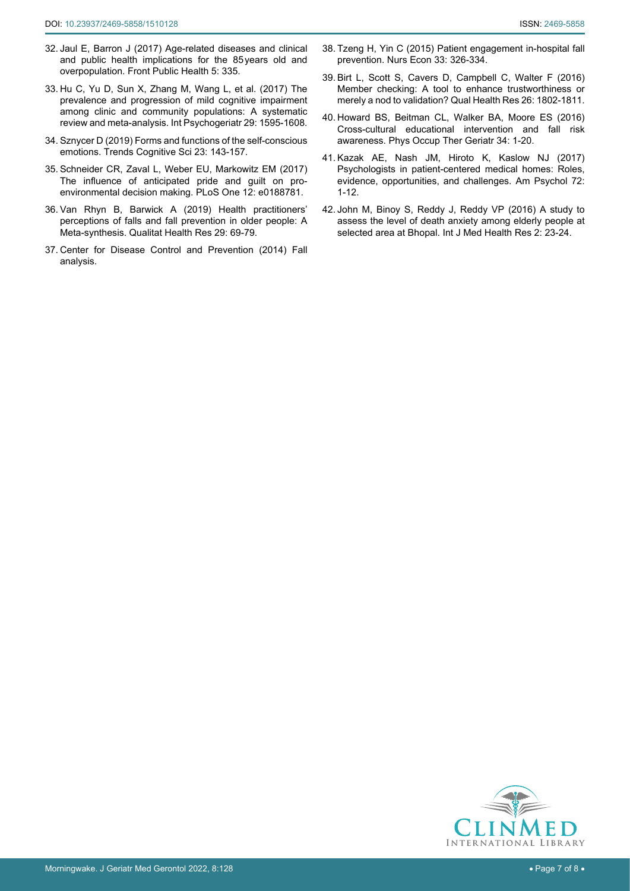32. Jaul E, Barron J (2017) Age-related diseases and clinical and public health implications for the 85 years old and overpopulation. Front Public Health 5: 335.
33. Hu C, Yu D, Sun X, Zhang M, Wang L, et al. (2017) The prevalence and progression of mild cognitive impairment among clinic and community populations: A systematic review and meta-analysis. Int Psychogeriatr 29: 1595-1608.
34. Sznycer D (2019) Forms and functions of the self-conscious emotions. Trends Cognitive Sci 23: 143-157.
35. Schneider CR, Zaval L, Weber EU, Markowitz EM (2017) The influence of anticipated pride and guilt on pro-environmental decision making. PLoS One 12: e0188781.
36. Van Rhyn B, Barwick A (2019) Health practitioners' perceptions of falls and fall prevention in older people: A Meta-synthesis. Qualitat Health Res 29: 69-79.
37. Center for Disease Control and Prevention (2014) Fall analysis.
38. Tzeng H, Yin C (2015) Patient engagement in-hospital fall prevention. Nurs Econ 33: 326-334.
39. Birt L, Scott S, Cavers D, Campbell C, Walter F (2016) Member checking: A tool to enhance trustworthiness or merely a nod to validation? Qual Health Res 26: 1802-1811.
40. Howard BS, Beitman CL, Walker BA, Moore ES (2016) Cross-cultural educational intervention and fall risk awareness. Phys Occup Ther Geriatr 34: 1-20.
41. Kazak AE, Nash JM, Hiroto K, Kaslow NJ (2017) Psychologists in patient-centered medical homes: Roles, evidence, opportunities, and challenges. Am Psychol 72: 1-12.
42. John M, Binoy S, Reddy J, Reddy VP (2016) A study to assess the level of death anxiety among elderly people at selected area at Bhopal. Int J Med Health Res 2: 23-24.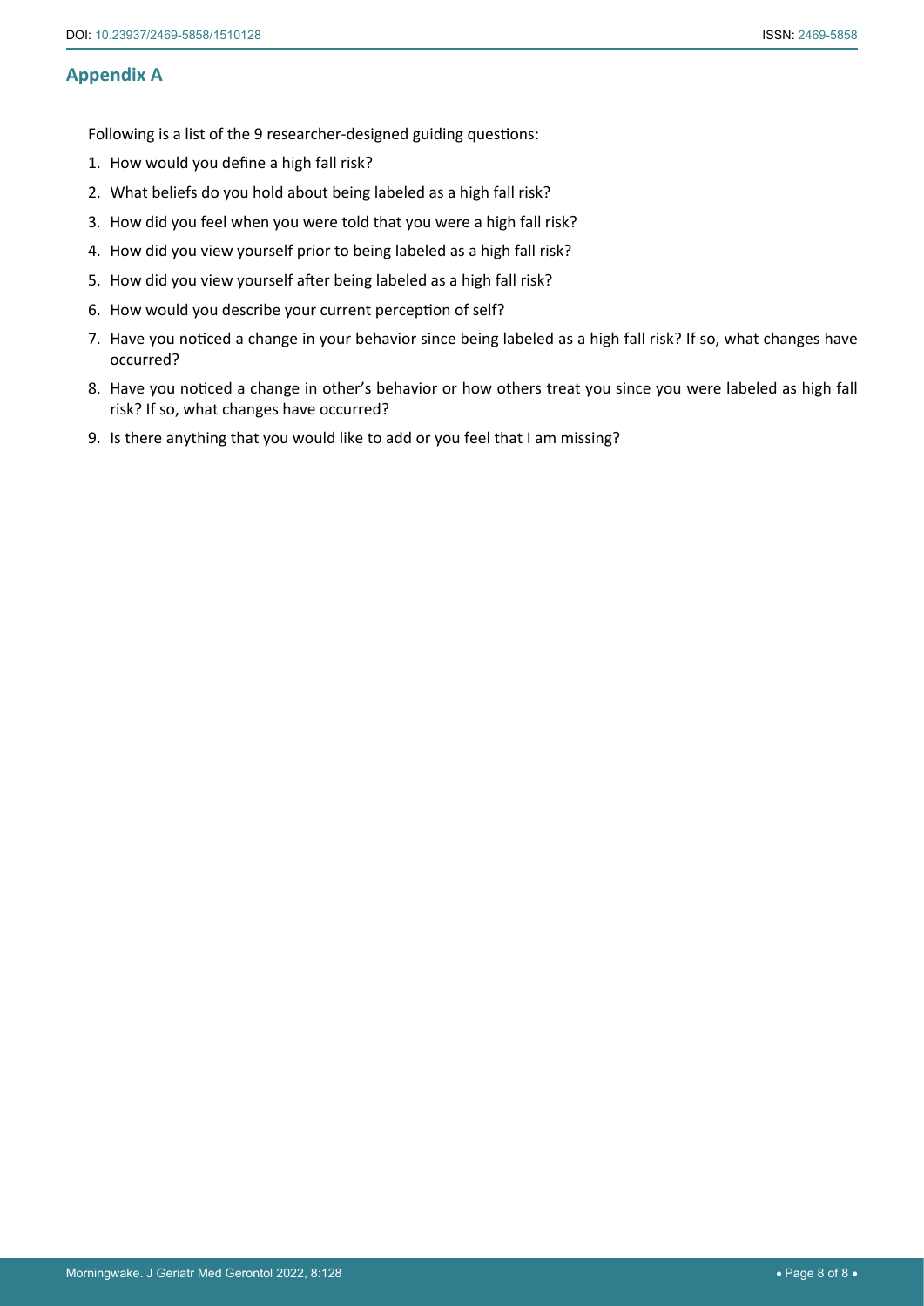## Appendix A

Following is a list of the 9 researcher-designed guiding questions:

1. How would you define a high fall risk?
2. What beliefs do you hold about being labeled as a high fall risk?
3. How did you feel when you were told that you were a high fall risk?
4. How did you view yourself prior to being labeled as a high fall risk?
5. How did you view yourself after being labeled as a high fall risk?
6. How would you describe your current perception of self?
7. Have you noticed a change in your behavior since being labeled as a high fall risk? If so, what changes have occurred?
8. Have you noticed a change in other's behavior or how others treat you since you were labeled as high fall risk? If so, what changes have occurred?
9. Is there anything that you would like to add or you feel that I am missing?